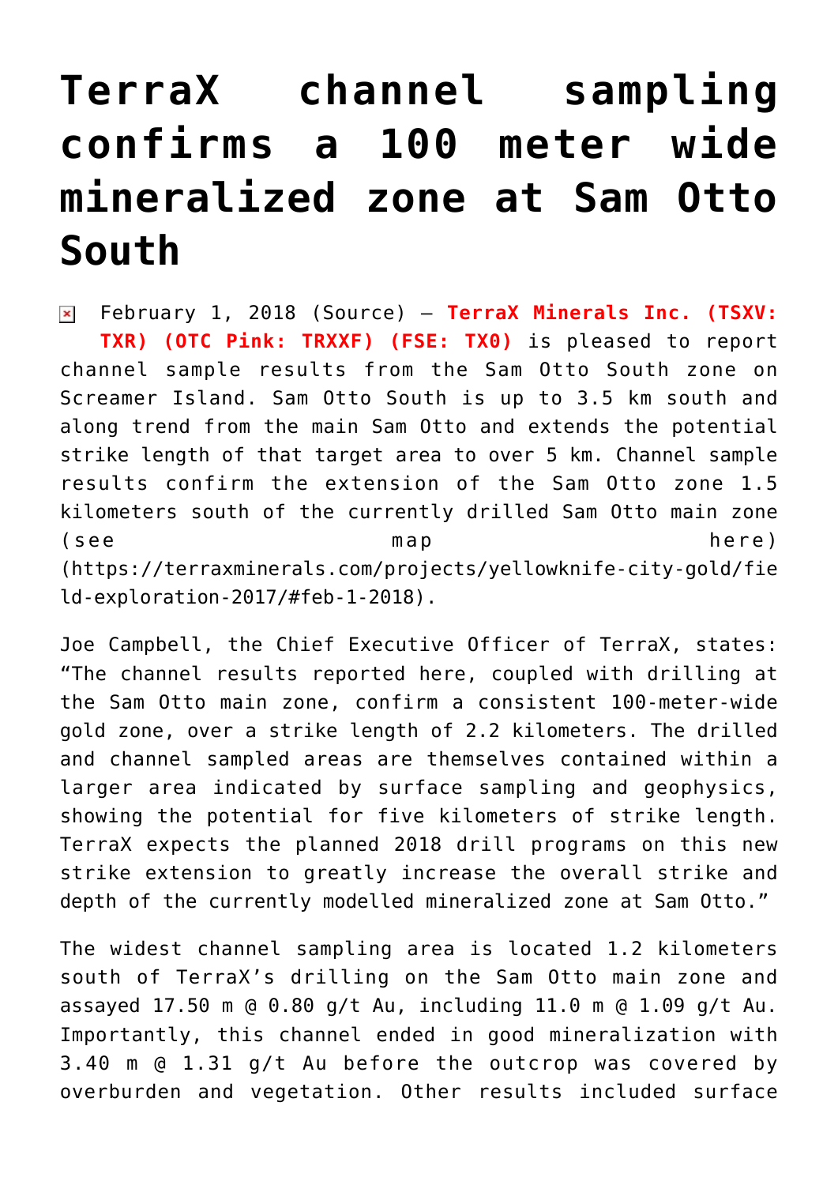# TerraX channel sampling confirms a 100 meter wide mineralized zone at Sam Otto South

February 1, 2018 (Source) — **TerraX Minerals Inc. (TSXV: TXR) (OTC Pink: TRXXF) (FSE: TX0)** is pleased to report channel sample results from the Sam Otto South zone on Screamer Island. Sam Otto South is up to 3.5 km south and along trend from the main Sam Otto and extends the potential strike length of that target area to over 5 km. Channel sample results confirm the extension of the Sam Otto zone 1.5 kilometers south of the currently drilled Sam Otto main zone (see map here) (https://terraxminerals.com/projects/yellowknife-city-gold/field-exploration-2017/#feb-1-2018).

Joe Campbell, the Chief Executive Officer of TerraX, states: "The channel results reported here, coupled with drilling at the Sam Otto main zone, confirm a consistent 100-meter-wide gold zone, over a strike length of 2.2 kilometers. The drilled and channel sampled areas are themselves contained within a larger area indicated by surface sampling and geophysics, showing the potential for five kilometers of strike length. TerraX expects the planned 2018 drill programs on this new strike extension to greatly increase the overall strike and depth of the currently modelled mineralized zone at Sam Otto."

The widest channel sampling area is located 1.2 kilometers south of TerraX's drilling on the Sam Otto main zone and assayed 17.50 m @ 0.80 g/t Au, including 11.0 m @ 1.09 g/t Au. Importantly, this channel ended in good mineralization with 3.40 m @ 1.31 g/t Au before the outcrop was covered by overburden and vegetation. Other results included surface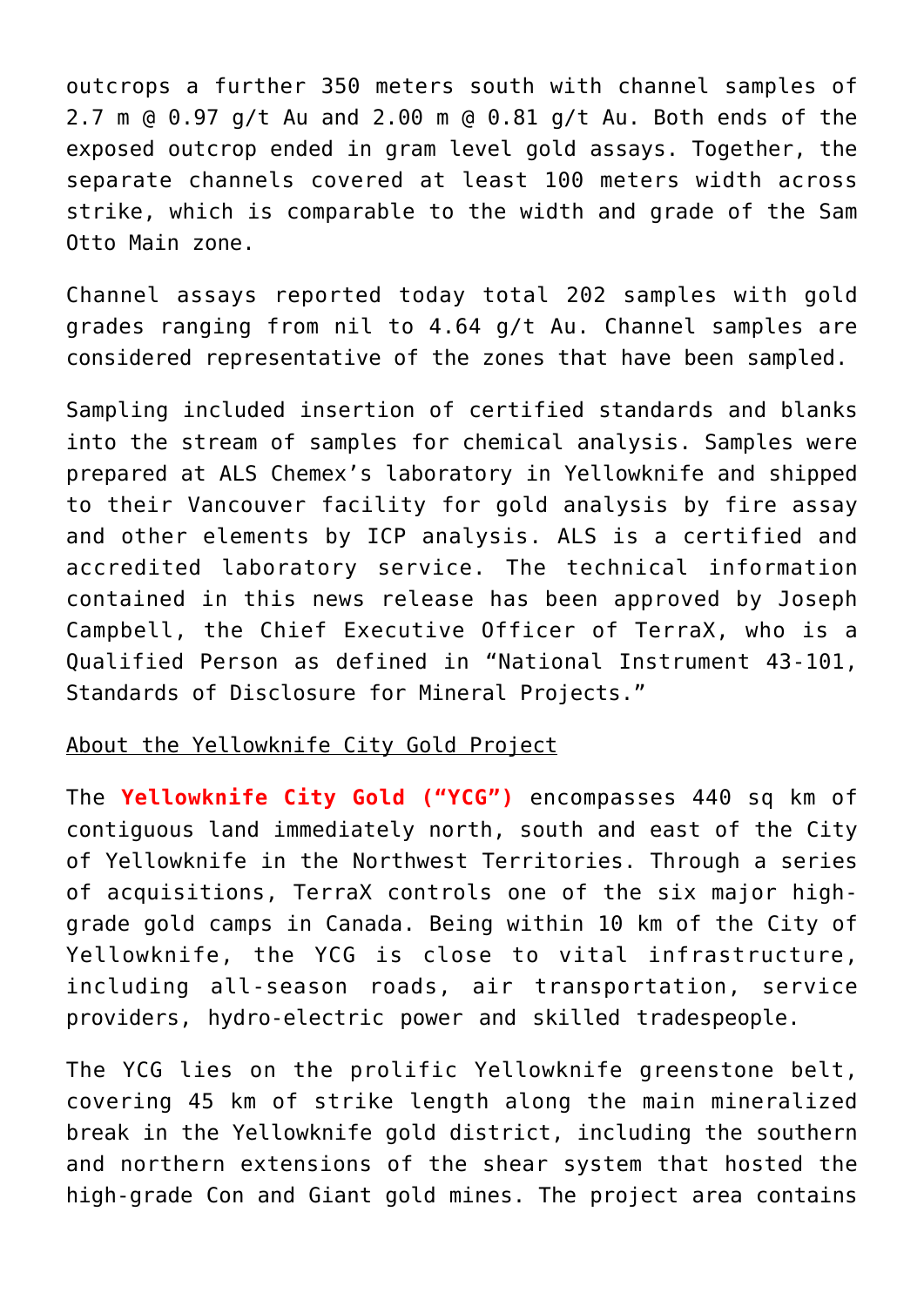outcrops a further 350 meters south with channel samples of 2.7 m @ 0.97 g/t Au and 2.00 m @ 0.81 g/t Au. Both ends of the exposed outcrop ended in gram level gold assays. Together, the separate channels covered at least 100 meters width across strike, which is comparable to the width and grade of the Sam Otto Main zone.

Channel assays reported today total 202 samples with gold grades ranging from nil to 4.64 g/t Au. Channel samples are considered representative of the zones that have been sampled.

Sampling included insertion of certified standards and blanks into the stream of samples for chemical analysis. Samples were prepared at ALS Chemex's laboratory in Yellowknife and shipped to their Vancouver facility for gold analysis by fire assay and other elements by ICP analysis. ALS is a certified and accredited laboratory service. The technical information contained in this news release has been approved by Joseph Campbell, the Chief Executive Officer of TerraX, who is a Qualified Person as defined in "National Instrument 43-101, Standards of Disclosure for Mineral Projects."

About the Yellowknife City Gold Project

The **Yellowknife City Gold ("YCG")** encompasses 440 sq km of contiguous land immediately north, south and east of the City of Yellowknife in the Northwest Territories. Through a series of acquisitions, TerraX controls one of the six major high-grade gold camps in Canada. Being within 10 km of the City of Yellowknife, the YCG is close to vital infrastructure, including all-season roads, air transportation, service providers, hydro-electric power and skilled tradespeople.

The YCG lies on the prolific Yellowknife greenstone belt, covering 45 km of strike length along the main mineralized break in the Yellowknife gold district, including the southern and northern extensions of the shear system that hosted the high-grade Con and Giant gold mines. The project area contains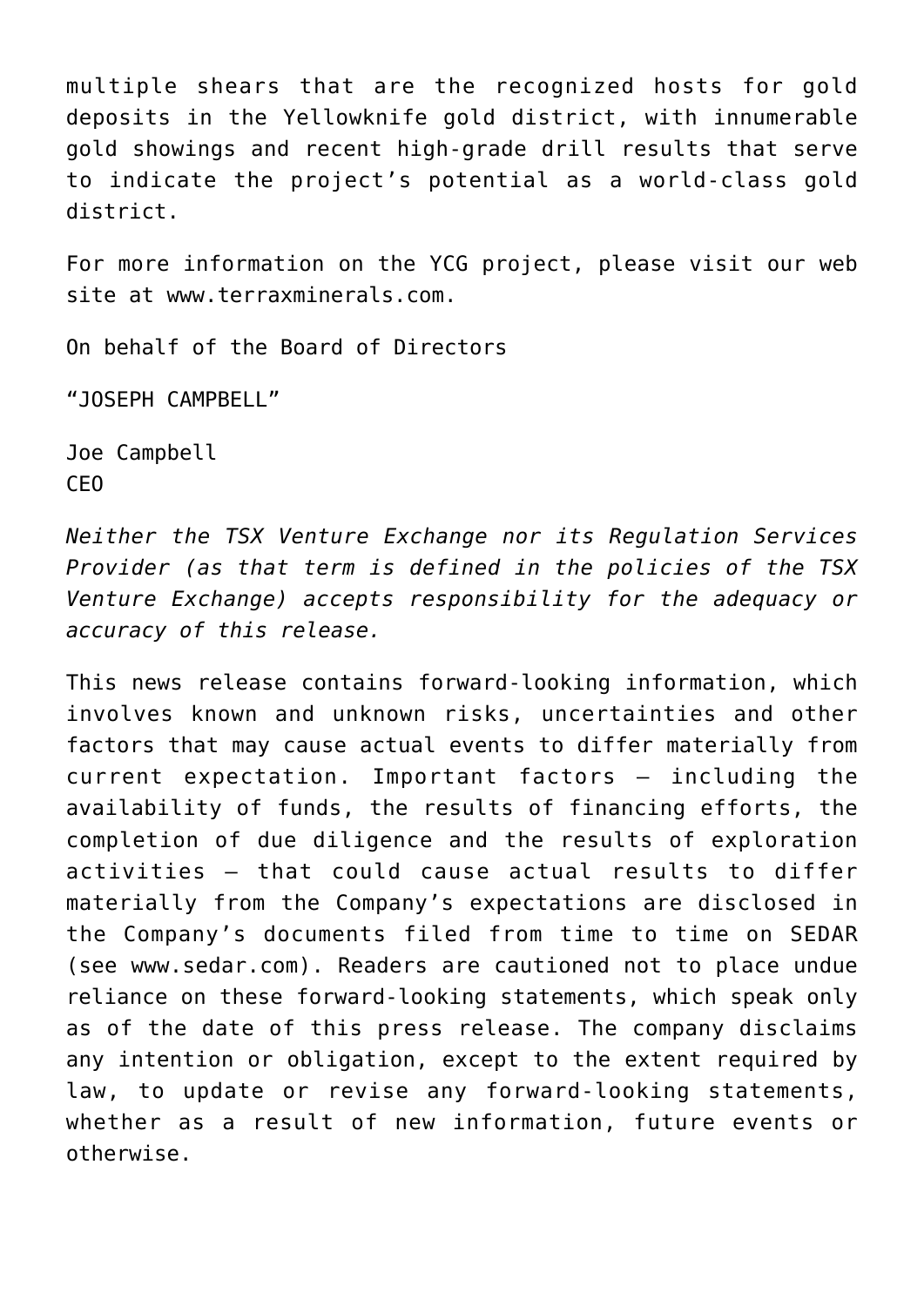multiple shears that are the recognized hosts for gold deposits in the Yellowknife gold district, with innumerable gold showings and recent high-grade drill results that serve to indicate the project's potential as a world-class gold district.

For more information on the YCG project, please visit our web site at www.terraxminerals.com.

On behalf of the Board of Directors

"JOSEPH CAMPBELL"

Joe Campbell
CEO

*Neither the TSX Venture Exchange nor its Regulation Services Provider (as that term is defined in the policies of the TSX Venture Exchange) accepts responsibility for the adequacy or accuracy of this release.*

This news release contains forward-looking information, which involves known and unknown risks, uncertainties and other factors that may cause actual events to differ materially from current expectation. Important factors – including the availability of funds, the results of financing efforts, the completion of due diligence and the results of exploration activities – that could cause actual results to differ materially from the Company's expectations are disclosed in the Company's documents filed from time to time on SEDAR (see www.sedar.com). Readers are cautioned not to place undue reliance on these forward-looking statements, which speak only as of the date of this press release. The company disclaims any intention or obligation, except to the extent required by law, to update or revise any forward-looking statements, whether as a result of new information, future events or otherwise.